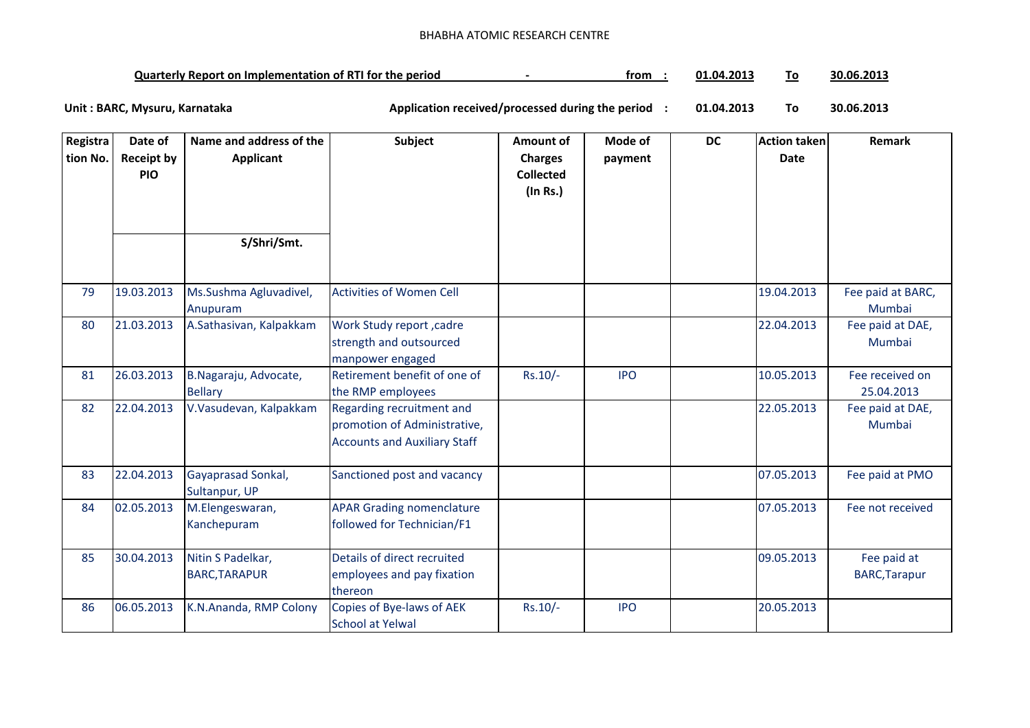BHABHA ATOMIC RESEARCH CENTRE

**Quarterly Report on Implementation of RTI for the period - from : 01.04.2013 To 30.06.2013**

**Unit : BARC, Mysuru, Karnataka** **Application received/processed during the period : 01.04.2013 To 30.06.2013**

| Registration No. | Date of Receipt by PIO | Name and address of the Applicant<br>S/Shri/Smt. | Subject | Amount of Charges Collected (In Rs.) | Mode of payment | DC | Action taken Date | Remark |
|---|---|---|---|---|---|---|---|---|
| 79 | 19.03.2013 | Ms.Sushma Agluvadivel, Anupuram | Activities of Women Cell | | | | 19.04.2013 | Fee paid at BARC, Mumbai |
| 80 | 21.03.2013 | A.Sathasivan, Kalpakkam | Work Study report ,cadre strength and outsourced manpower engaged | | | | 22.04.2013 | Fee paid at DAE, Mumbai |
| 81 | 26.03.2013 | B.Nagaraju, Advocate, Bellary | Retirement benefit of one of the RMP employees | Rs.10/- | IPO | | 10.05.2013 | Fee received on 25.04.2013 |
| 82 | 22.04.2013 | V.Vasudevan, Kalpakkam | Regarding recruitment and promotion of Administrative, Accounts and Auxiliary Staff | | | | 22.05.2013 | Fee paid at DAE, Mumbai |
| 83 | 22.04.2013 | Gayaprasad Sonkal, Sultanpur, UP | Sanctioned post and vacancy | | | | 07.05.2013 | Fee paid at PMO |
| 84 | 02.05.2013 | M.Elengeswaran, Kanchepuram | APAR Grading nomenclature followed for Technician/F1 | | | | 07.05.2013 | Fee not received |
| 85 | 30.04.2013 | Nitin S Padelkar, BARC,TARAPUR | Details of direct recruited employees and pay fixation thereon | | | | 09.05.2013 | Fee paid at BARC,Tarapur |
| 86 | 06.05.2013 | K.N.Ananda, RMP Colony | Copies of Bye-laws of AEK School at Yelwal | Rs.10/- | IPO | | 20.05.2013 | |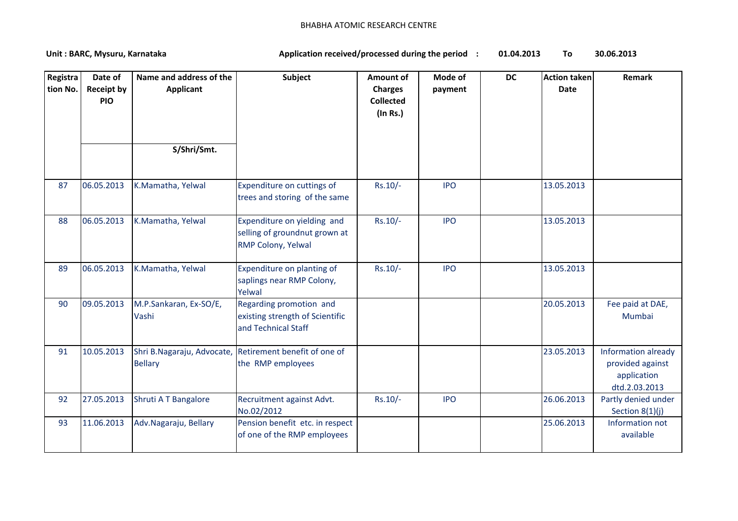BHABHA ATOMIC RESEARCH CENTRE

**Unit : BARC, Mysuru, Karnataka** **Application received/processed during the period : 01.04.2013 To 30.06.2013**

| Registration No. | Date of Receipt by PIO | Name and address of the Applicant<br>S/Shri/Smt. | Subject | Amount of Charges Collected (In Rs.) | Mode of payment | DC | Action taken Date | Remark |
|---|---|---|---|---|---|---|---|---|
| 87 | 06.05.2013 | K.Mamatha, Yelwal | Expenditure on cuttings of trees and storing of the same | Rs.10/- | IPO | | 13.05.2013 | |
| 88 | 06.05.2013 | K.Mamatha, Yelwal | Expenditure on yielding and selling of groundnut grown at RMP Colony, Yelwal | Rs.10/- | IPO | | 13.05.2013 | |
| 89 | 06.05.2013 | K.Mamatha, Yelwal | Expenditure on planting of saplings near RMP Colony, Yelwal | Rs.10/- | IPO | | 13.05.2013 | |
| 90 | 09.05.2013 | M.P.Sankaran, Ex-SO/E, Vashi | Regarding promotion and existing strength of Scientific and Technical Staff | | | | 20.05.2013 | Fee paid at DAE, Mumbai |
| 91 | 10.05.2013 | Shri B.Nagaraju, Advocate, Bellary | Retirement benefit of one of the RMP employees | | | | 23.05.2013 | Information already provided against application dtd.2.03.2013 |
| 92 | 27.05.2013 | Shruti A T Bangalore | Recruitment against Advt. No.02/2012 | Rs.10/- | IPO | | 26.06.2013 | Partly denied under Section 8(1)(j) |
| 93 | 11.06.2013 | Adv.Nagaraju, Bellary | Pension benefit etc. in respect of one of the RMP employees | | | | 25.06.2013 | Information not available |